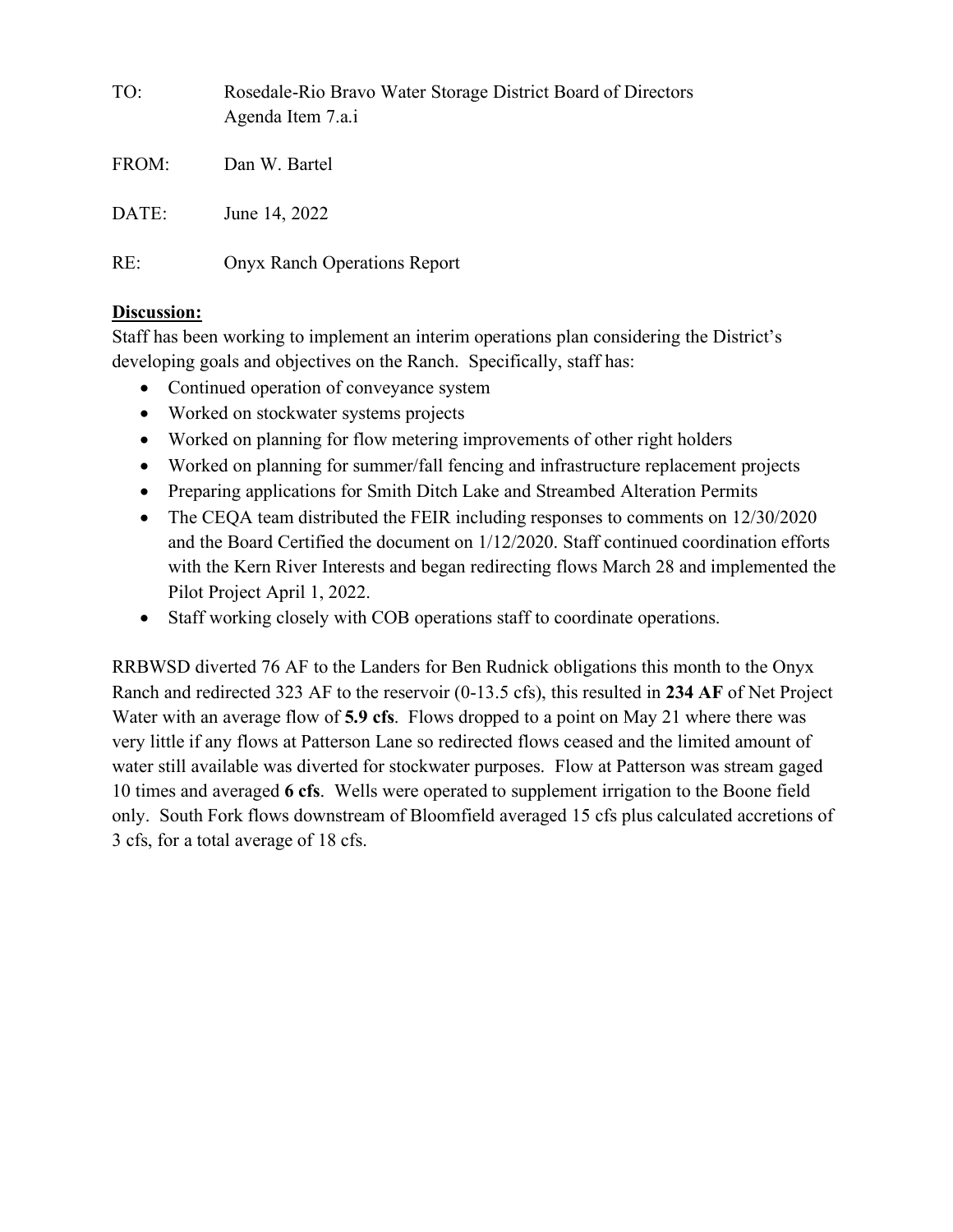TO: Rosedale-Rio Bravo Water Storage District Board of Directors
Agenda Item 7.a.i

FROM: Dan W. Bartel

DATE: June 14, 2022

RE: Onyx Ranch Operations Report

**Discussion:**

Staff has been working to implement an interim operations plan considering the District's developing goals and objectives on the Ranch. Specifically, staff has:

- Continued operation of conveyance system
- Worked on stockwater systems projects
- Worked on planning for flow metering improvements of other right holders
- Worked on planning for summer/fall fencing and infrastructure replacement projects
- Preparing applications for Smith Ditch Lake and Streambed Alteration Permits
- The CEQA team distributed the FEIR including responses to comments on 12/30/2020 and the Board Certified the document on 1/12/2020. Staff continued coordination efforts with the Kern River Interests and began redirecting flows March 28 and implemented the Pilot Project April 1, 2022.
- Staff working closely with COB operations staff to coordinate operations.

RRBWSD diverted 76 AF to the Landers for Ben Rudnick obligations this month to the Onyx Ranch and redirected 323 AF to the reservoir (0-13.5 cfs), this resulted in **234 AF** of Net Project Water with an average flow of **5.9 cfs**. Flows dropped to a point on May 21 where there was very little if any flows at Patterson Lane so redirected flows ceased and the limited amount of water still available was diverted for stockwater purposes. Flow at Patterson was stream gaged 10 times and averaged **6 cfs**. Wells were operated to supplement irrigation to the Boone field only. South Fork flows downstream of Bloomfield averaged 15 cfs plus calculated accretions of 3 cfs, for a total average of 18 cfs.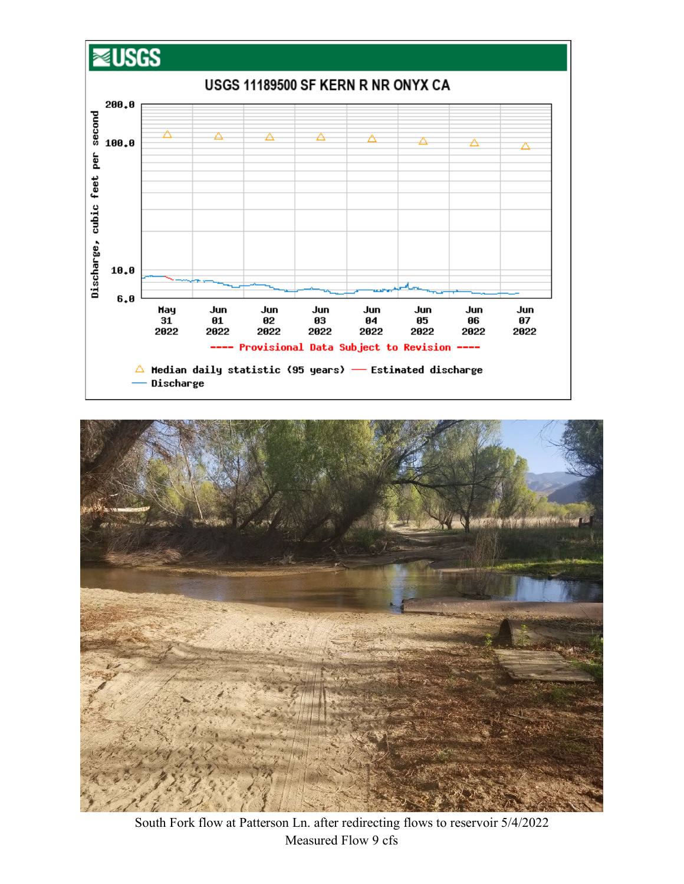USGS 11189500 SF KERN R NR ONYX CA

Discharge, cubic feet per second

200.0

100.0

10.0

6.0

May 31 2022 | Jun 01 2022 | Jun 02 2022 | Jun 03 2022 | Jun 04 2022 | Jun 05 2022 | Jun 06 2022 | Jun 07 2022

---- Provisional Data Subject to Revision ----

△ Median daily statistic (95 years) — Estimated discharge

— Discharge

South Fork flow at Patterson Ln. after redirecting flows to reservoir 5/4/2022

Measured Flow 9 cfs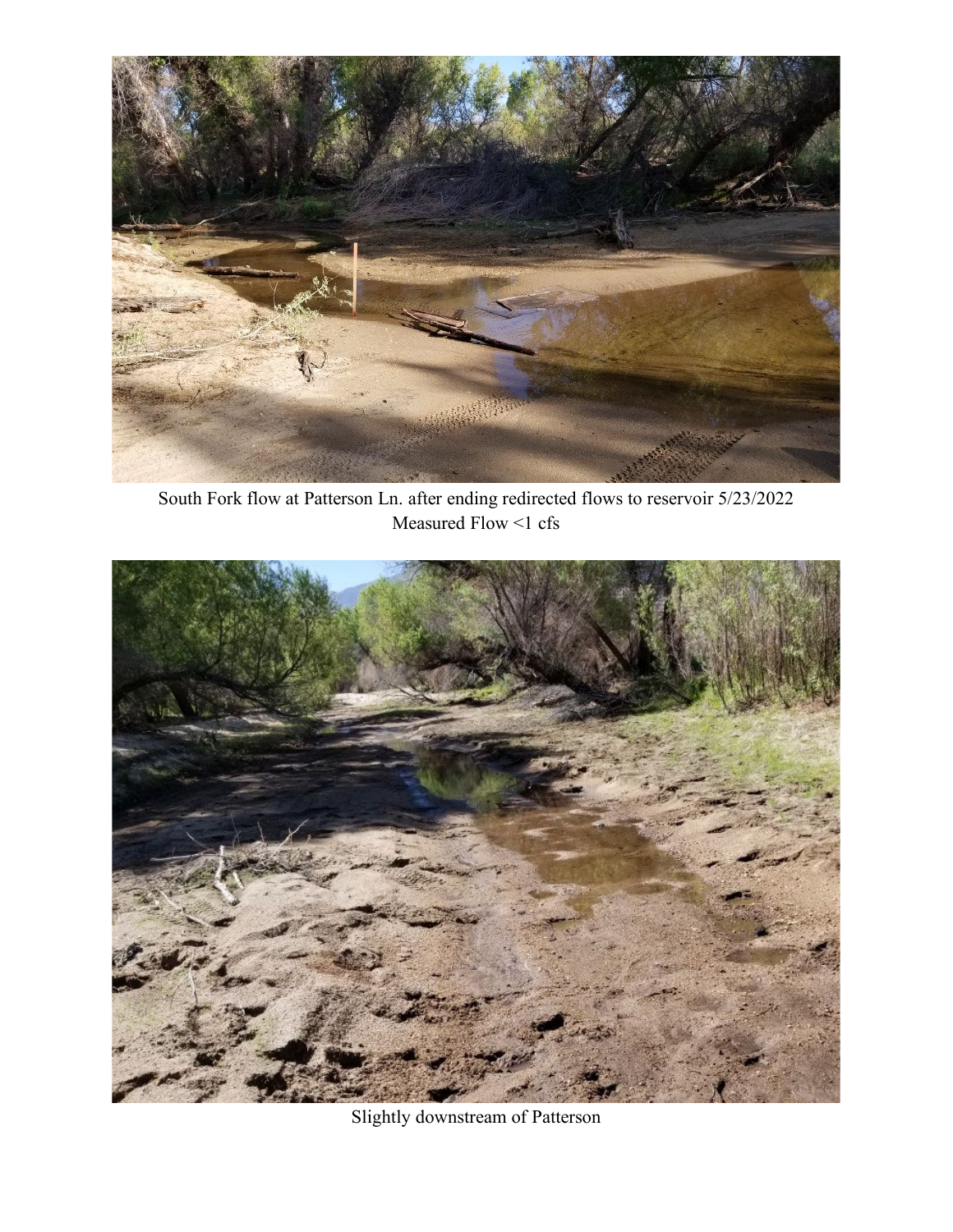South Fork flow at Patterson Ln. after ending redirected flows to reservoir 5/23/2022
Measured Flow <1 cfs

Slightly downstream of Patterson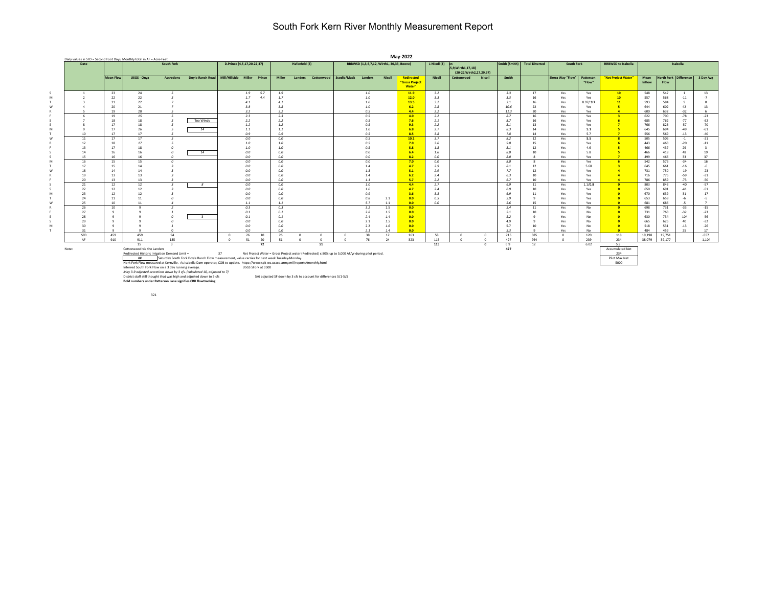# South Fork Kern River Monthly Measurement Report

Daily values in SFD = Second Foot Days, Monthly total in AF = Acre-Feet

**May-2022**

| | Date | South Fork | | | | D.Prince (4,5,17,20-22,37) | | | Hafenfeld (5) | | | RRBWSD (1,3,6,7,12, Wirth1, 30,33, Boone) | | | | J.Nicoll (3) | (5,9,Wirth1,17,18) (20-22,Wirth2,27,29,37) | | Smith (Smith) | Total Diverted | South Fork | | RRBWSD to Isabella | Isabella | | | |
|---|---|---|---|---|---|---|---|---|---|---|---|---|---|---|---|---|---|---|---|---|---|---|---|---|---|---|---|
| | | Mean Flow | USGS - Onyx | Accretions | Doyle Ranch Road | Mil/Hillside | Miller | Prince | Miller | Landers | Cottonwood | Scodie/Mack | Landers | Nicoll | Redirected "Gross Project Water" | Nicoll | Cottonwood | Nicoll | Smith | | Sierra Way "Flow" | Patterson "Flow" | "Net Project Water" | Mean Inflow | North Fork Flow | Difference | 3 Day Avg |
| S | 1 | 23 | 24 | 5 | | | 1.9 | 5.7 | 1.9 | | | | 1.0 | | 11.9 | 3.2 | | | 3.3 | 17 | Yes | Yes | 10 | 548 | 547 | 1 | 13 |
| M | 2 | 22 | 22 | 5 | | | 1.7 | 4.4 | 1.7 | | | | 1.0 | | 12.0 | 3.3 | | | 3.3 | 16 | Yes | Yes | 10 | 557 | 568 | -11 | -7 |
| T | 3 | 21 | 22 | 7 | | | 4.1 | | 4.1 | | | | 1.0 | | 13.5 | 3.2 | | | 3.1 | 16 | Yes | 8.97/ **9.7** | 11 | 593 | 584 | 9 | 0 |
| W | 4 | 20 | 21 | 7 | | | 3.8 | | 3.8 | | | | 1.0 | | 6.2 | 2.8 | | | 10.6 | 22 | Yes | Yes | 5 | 644 | 602 | 42 | 13 |
| R | 5 | 19 | 20 | 5 | | | 3.2 | | 3.2 | | | | 0.5 | | 4.4 | 2.2 | | | 11.3 | 20 | Yes | Yes | 4 | 600 | 632 | -32 | 6 |
| F | 6 | 19 | 15 | 5 | | | 2.3 | | 2.3 | | | | 0.5 | | 4.0 | 2.2 | | | 8.7 | 16 | Yes | Yes | 3 | 622 | 700 | -78 | -23 |
| S | 7 | 18 | 18 | 5 | Too Windy | | 2.2 | | 2.2 | | | | 0.5 | | 7.6 | 2.1 | | | 8.7 | 16 | Yes | Yes | 6 | 685 | 762 | -77 | -62 |
| S | 8 | 17 | 18 | 5 | | | 1.2 | | 1.2 | | | | 0.5 | | 9.3 | 2.2 | | | 8.1 | 13 | Yes | Yes | 7 | 766 | 823 | -57 | -70 |
| M | 9 | 17 | 16 | 5 | 14 | | 1.1 | | 1.1 | | | | 1.0 | | 6.8 | 2.7 | | | 8.3 | 14 | Yes | 5.1 | 5 | 645 | 694 | -49 | -61 |
| T | 10 | 17 | 17 | 5 | | | 0.9 | | 0.9 | | | | 0.5 | | 8.5 | 3.8 | | | 7.8 | 14 | Yes | 5.7 | 7 | 556 | 569 | -13 | -40 |
| W | 11 | 17 | 17 | 5 | | | 0.0 | | 0.0 | | | | 0.5 | | 10.1 | 3.7 | | | 8.2 | 12 | Yes | 5.5 | 8 | 505 | 506 | -1 | -21 |
| R | 12 | 18 | 17 | 5 | | | 1.0 | | 1.0 | | | | 0.5 | | 7.0 | 3.6 | | | 9.0 | 15 | Yes | Yes | 6 | 443 | 463 | -20 | -11 |
| F | 13 | 17 | 18 | 0 | | | 1.0 | | 1.0 | | | | 0.5 | | 5.8 | 1.8 | | | 8.1 | 12 | Yes | 4.6 | 5 | 466 | 437 | 29 | 3 |
| S | 14 | 16 | 16 | 0 | 14 | | 0.0 | | 0.0 | | | | 0.0 | | 6.4 | 1.6 | | | 8.0 | 10 | Yes | 5.8 | 5 | 466 | 418 | 48 | 19 |
| S | 15 | 16 | 16 | 0 | | | 0.0 | | 0.0 | | | | 0.0 | | 8.2 | 0.0 | | | 8.0 | 8 | Yes | Yes | 7 | 499 | 466 | 33 | 37 |
| M | 16 | 15 | 15 | 0 | | | 0.0 | | 0.0 | | | | 0.0 | | 7.0 | 0.0 | | | 8.0 | 8 | Yes | Yes | 6 | 542 | 576 | -34 | 16 |
| T | 17 | 15 | 14 | 3 | | | 0.0 | | 0.0 | | | | 1.4 | | 4.7 | 2.9 | | | 8.1 | 12 | Yes | 5.68 | 3 | 645 | 661 | -16 | -6 |
| W | 18 | 14 | 14 | 3 | | | 0.0 | | 0.0 | | | | 1.3 | | 5.1 | 2.9 | | | 7.7 | 12 | Yes | Yes | 4 | 731 | 750 | -19 | -23 |
| R | 19 | 13 | 13 | 3 | | | 0.0 | | 0.0 | | | | 1.4 | | 6.2 | 2.4 | | | 6.3 | 10 | Yes | Yes | 4 | 716 | 775 | -59 | -31 |
| F | 20 | 13 | 13 | 3 | | | 0.0 | | 0.0 | | | | 1.1 | | 5.7 | 2.2 | | | 6.7 | 10 | Yes | Yes | 4 | 786 | 859 | -73 | -50 |
| S | 21 | 12 | 12 | 3 | 8 | | 0.0 | | 0.0 | | | | 1.0 | | 4.4 | 2.7 | | | 6.9 | 11 | Yes | 1.1/**0.8** | 0 | 803 | 843 | -40 | -57 |
| S | 22 | 12 | 12 | 3 | | | 0.0 | | 0.0 | | | | 1.0 | | 4.7 | 2.4 | | | 6.9 | 10 | Yes | Yes | 0 | 650 | 691 | -41 | -51 |
| M | 23 | 12 | 12 | 3 | | | 0.0 | | 0.0 | | | | 0.9 | | 3.6 | 3.3 | | | 6.9 | 11 | Yes | Yes | 0 | 670 | 639 | 31 | -17 |
| T | 24 | 11 | 11 | 0 | | | 0.0 | | 0.0 | | | | 0.8 | 2.1 | 0.0 | 0.5 | | | 5.9 | 9 | Yes | Yes | 0 | 653 | 659 | -6 | -5 |
| W | 25 | 10 | 11 | 4 | | | 1.1 | | 1.1 | | | | 5.7 | 1.1 | 0.0 | 0.0 | | | 5.6 | 15 | Yes | Yes | 0 | 681 | 686 | -5 | 7 |
| R | 26 | 10 | 9 | 2 | | | 0.3 | | 0.3 | | | | 3.2 | 1.5 | 0.0 | | | | 5.4 | 11 | Yes | No | 0 | 698 | 731 | -33 | -15 |
| F | 27 | 9 | 9 | 1 | | | 0.1 | | 0.1 | | | | 2.8 | 1.5 | 0.0 | | | | 5.1 | 10 | Yes | No | 0 | 731 | 763 | -32 | -23 |
| S | 28 | 9 | 9 | 0 | 3 | | 0.1 | | 0.1 | | | | 2.4 | 1.4 | 0.0 | | | | 5.2 | 9 | Yes | No | 0 | 630 | 734 | -104 | -56 |
| S | 29 | 9 | 9 | 0 | | | 0.0 | | 0.0 | | | | 2.1 | 1.5 | 0.0 | | | | 4.9 | 9 | Yes | No | 0 | 665 | 625 | 40 | -32 |
| M | 30 | 9 | 9 | 1 | | | 0.0 | | 0.0 | | | | 2.2 | 1.6 | 0.0 | | | | 5.7 | 10 | Yes | No | 0 | 518 | 531 | -13 | -26 |
| T | 31 | 9 | 9 | 0 | | | 0.0 | | 0.0 | | | | 2.1 | 1.4 | 0.0 | | | | 5.3 | 9 | Yes | No | 0 | 484 | 459 | 25 | 17 |
| | SFD | 459 | 459 | 94 | | 0 | 26 | 10 | 26 | 0 | 0 | 0 | 38 | 12 | 163 | 58 | 0 | 0 | 215 | 385 | 0 | 120 | 118 | 19,198 | 19,751 | | -557 |
| | AF | 910 | 911 | 185 | | 0 | 51 | 20 | 51 | 0 | 0 | 0 | 76 | 24 | 323 | 115 | 0 | 0 | 427 | 764 | 0 | 239 | 234 | 38,079 | 39,177 | | -1,104 |
| | | | 15 | 3 | | | | 72 | | | 51 | | | | | 115 | | 0 | 6.9 | 12 | | 6.02 | 5.9 | | | | |
| | | | | | | | | | | | | | | | | | | | 427 | | | | | | | | |

Note:

Cottonwood via the Landers

Redirected Historic Irrigation Demand Limit = 37 — Net Project Water = Gross Project water (Redirected) x 80% up to 5,000 AF/yr during pilot period.

| Accumulated Net |
|---|
| 234 |
| Pilot Max Net |
| 5000 |

## — Saturday South Fork Doyle Ranch Flow measurement, value carries for next week Tuesday-Monday.

Nork Fork Flow measured at Kernville. As Isabella Dam operator, COB to update. https://www.spk-wc.usace.army.mil/reports/monthly.html

Inferred South Fork Flow on a 3 day running average. USGS SFork at 0500

*May 3-9 adjusted accretions down by 3 cfs. (calculated 10, adjusted to 7)*

District staff still thought that was high and adjusted down to 5 cfs — 5/6 adjusted SF down by 3 cfs to account for differences 5/1-5/5

**Bold numbers under Patterson Lane signifies CBK flowtracking**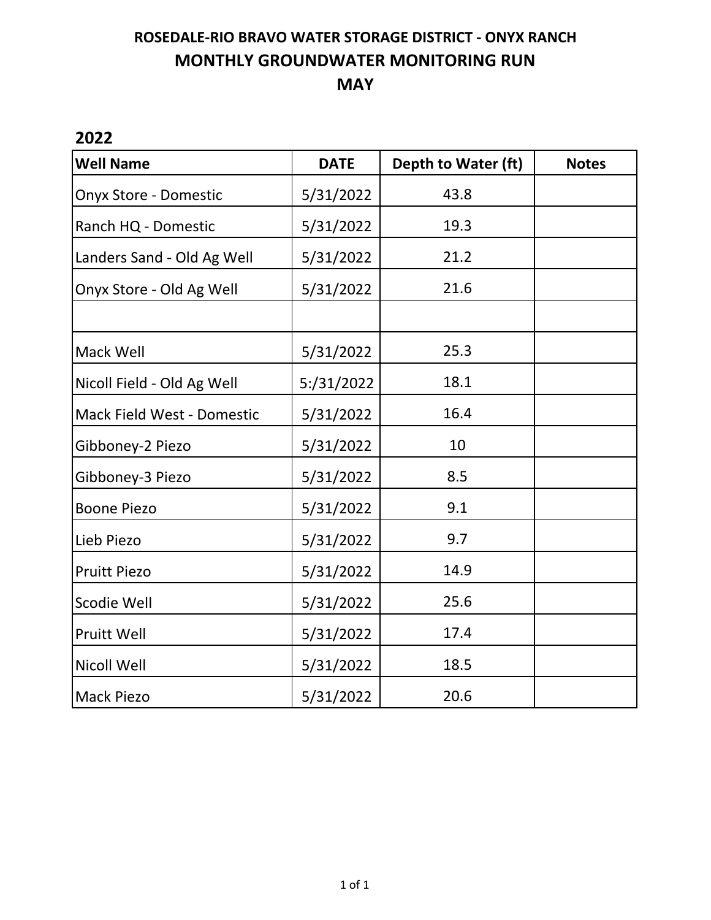# ROSEDALE-RIO BRAVO WATER STORAGE DISTRICT - ONYX RANCH

## MONTHLY GROUNDWATER MONITORING RUN

## MAY

### 2022

| Well Name | DATE | Depth to Water (ft) | Notes |
|---|---|---|---|
| Onyx Store - Domestic | 5/31/2022 | 43.8 | |
| Ranch HQ - Domestic | 5/31/2022 | 19.3 | |
| Landers Sand - Old Ag Well | 5/31/2022 | 21.2 | |
| Onyx Store - Old Ag Well | 5/31/2022 | 21.6 | |
| | | | |
| Mack Well | 5/31/2022 | 25.3 | |
| Nicoll Field - Old Ag Well | 5:/31/2022 | 18.1 | |
| Mack Field West - Domestic | 5/31/2022 | 16.4 | |
| Gibboney-2 Piezo | 5/31/2022 | 10 | |
| Gibboney-3 Piezo | 5/31/2022 | 8.5 | |
| Boone Piezo | 5/31/2022 | 9.1 | |
| Lieb Piezo | 5/31/2022 | 9.7 | |
| Pruitt Piezo | 5/31/2022 | 14.9 | |
| Scodie Well | 5/31/2022 | 25.6 | |
| Pruitt Well | 5/31/2022 | 17.4 | |
| Nicoll Well | 5/31/2022 | 18.5 | |
| Mack Piezo | 5/31/2022 | 20.6 | |